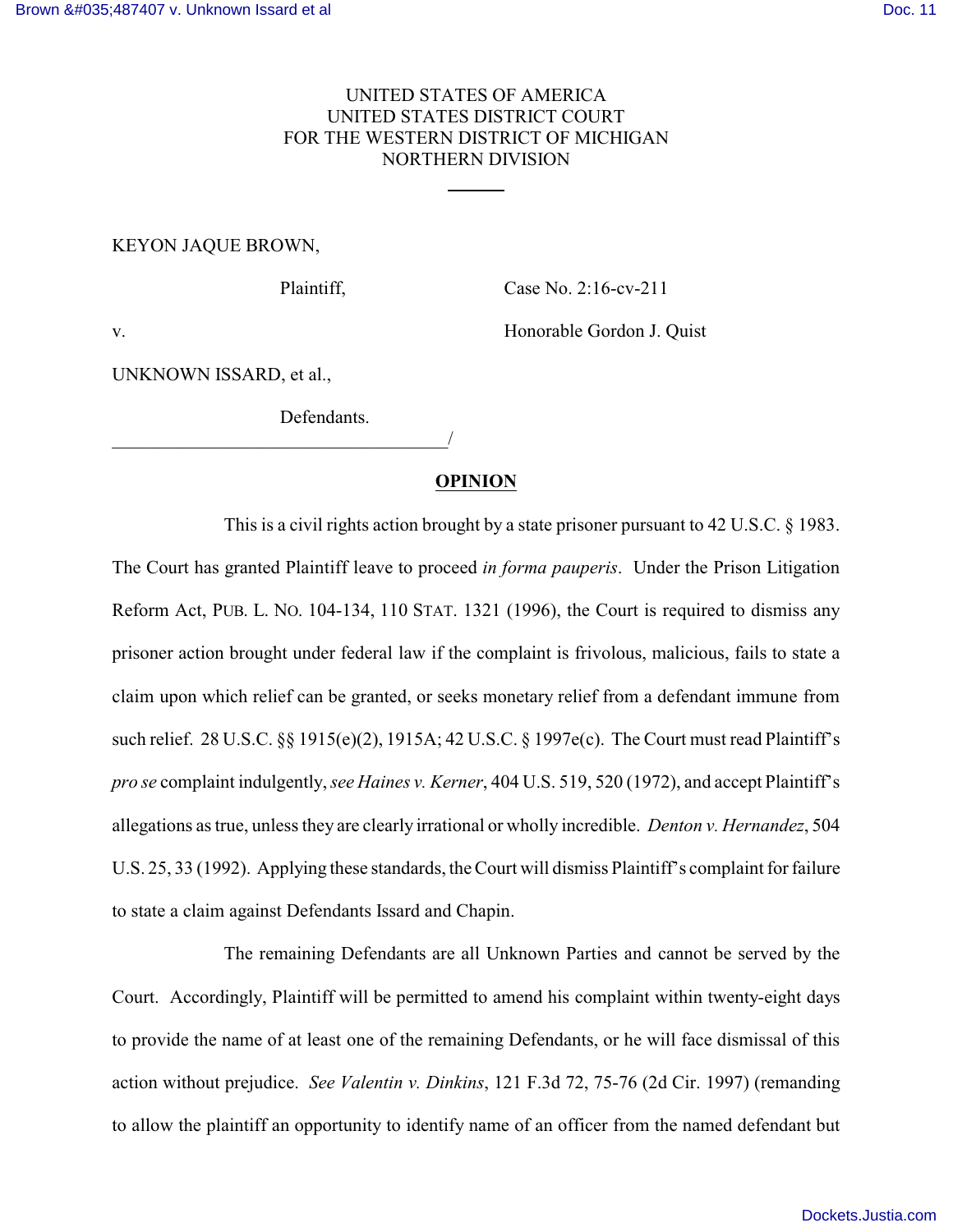UNITED STATES OF AMERICA
UNITED STATES DISTRICT COURT
FOR THE WESTERN DISTRICT OF MICHIGAN
NORTHERN DIVISION

---

KEYON JAQUE BROWN,

Plaintiff, Case No. 2:16-cv-211

v. Honorable Gordon J. Quist

UNKNOWN ISSARD, et al.,

Defendants.
_____________________________________/

**OPINION**

This is a civil rights action brought by a state prisoner pursuant to 42 U.S.C. § 1983. The Court has granted Plaintiff leave to proceed *in forma pauperis*. Under the Prison Litigation Reform Act, PUB. L. NO. 104-134, 110 STAT. 1321 (1996), the Court is required to dismiss any prisoner action brought under federal law if the complaint is frivolous, malicious, fails to state a claim upon which relief can be granted, or seeks monetary relief from a defendant immune from such relief. 28 U.S.C. §§ 1915(e)(2), 1915A; 42 U.S.C. § 1997e(c). The Court must read Plaintiff's *pro se* complaint indulgently, *see Haines v. Kerner*, 404 U.S. 519, 520 (1972), and accept Plaintiff's allegations as true, unless they are clearly irrational or wholly incredible. *Denton v. Hernandez*, 504 U.S. 25, 33 (1992). Applying these standards, the Court will dismiss Plaintiff's complaint for failure to state a claim against Defendants Issard and Chapin.

The remaining Defendants are all Unknown Parties and cannot be served by the Court. Accordingly, Plaintiff will be permitted to amend his complaint within twenty-eight days to provide the name of at least one of the remaining Defendants, or he will face dismissal of this action without prejudice. *See Valentin v. Dinkins*, 121 F.3d 72, 75-76 (2d Cir. 1997) (remanding to allow the plaintiff an opportunity to identify name of an officer from the named defendant but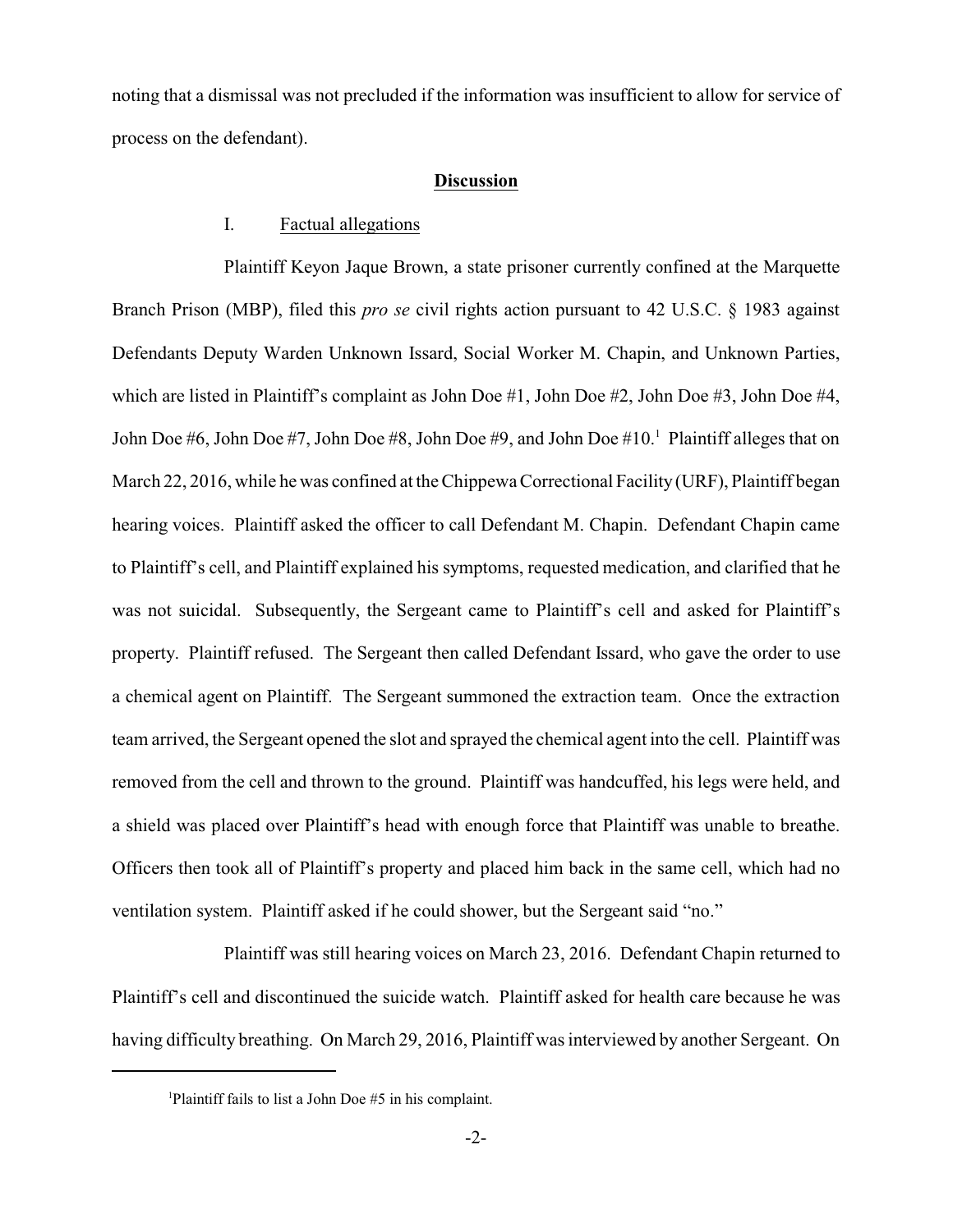noting that a dismissal was not precluded if the information was insufficient to allow for service of process on the defendant).

## Discussion

### I. Factual allegations

Plaintiff Keyon Jaque Brown, a state prisoner currently confined at the Marquette Branch Prison (MBP), filed this *pro se* civil rights action pursuant to 42 U.S.C. § 1983 against Defendants Deputy Warden Unknown Issard, Social Worker M. Chapin, and Unknown Parties, which are listed in Plaintiff's complaint as John Doe #1, John Doe #2, John Doe #3, John Doe #4, John Doe #6, John Doe #7, John Doe #8, John Doe #9, and John Doe #10.[1] Plaintiff alleges that on March 22, 2016, while he was confined at the Chippewa Correctional Facility (URF), Plaintiff began hearing voices. Plaintiff asked the officer to call Defendant M. Chapin. Defendant Chapin came to Plaintiff's cell, and Plaintiff explained his symptoms, requested medication, and clarified that he was not suicidal. Subsequently, the Sergeant came to Plaintiff's cell and asked for Plaintiff's property. Plaintiff refused. The Sergeant then called Defendant Issard, who gave the order to use a chemical agent on Plaintiff. The Sergeant summoned the extraction team. Once the extraction team arrived, the Sergeant opened the slot and sprayed the chemical agent into the cell. Plaintiff was removed from the cell and thrown to the ground. Plaintiff was handcuffed, his legs were held, and a shield was placed over Plaintiff's head with enough force that Plaintiff was unable to breathe. Officers then took all of Plaintiff's property and placed him back in the same cell, which had no ventilation system. Plaintiff asked if he could shower, but the Sergeant said "no."

Plaintiff was still hearing voices on March 23, 2016. Defendant Chapin returned to Plaintiff's cell and discontinued the suicide watch. Plaintiff asked for health care because he was having difficulty breathing. On March 29, 2016, Plaintiff was interviewed by another Sergeant. On

[1]Plaintiff fails to list a John Doe #5 in his complaint.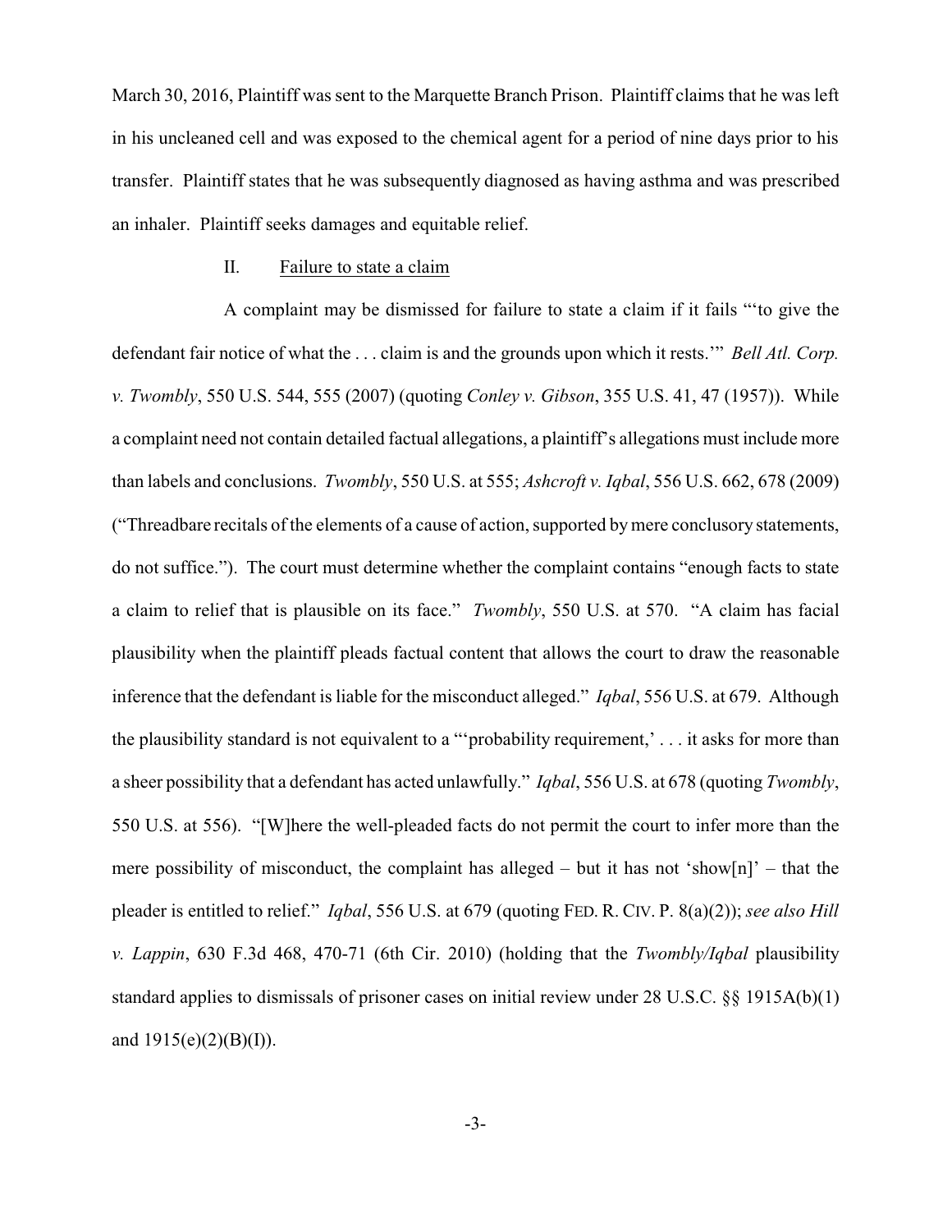March 30, 2016, Plaintiff was sent to the Marquette Branch Prison. Plaintiff claims that he was left in his uncleaned cell and was exposed to the chemical agent for a period of nine days prior to his transfer. Plaintiff states that he was subsequently diagnosed as having asthma and was prescribed an inhaler. Plaintiff seeks damages and equitable relief.

## II. Failure to state a claim

A complaint may be dismissed for failure to state a claim if it fails "'to give the defendant fair notice of what the . . . claim is and the grounds upon which it rests.'" *Bell Atl. Corp. v. Twombly*, 550 U.S. 544, 555 (2007) (quoting *Conley v. Gibson*, 355 U.S. 41, 47 (1957)). While a complaint need not contain detailed factual allegations, a plaintiff's allegations must include more than labels and conclusions. *Twombly*, 550 U.S. at 555; *Ashcroft v. Iqbal*, 556 U.S. 662, 678 (2009) ("Threadbare recitals of the elements of a cause of action, supported by mere conclusory statements, do not suffice."). The court must determine whether the complaint contains "enough facts to state a claim to relief that is plausible on its face." *Twombly*, 550 U.S. at 570. "A claim has facial plausibility when the plaintiff pleads factual content that allows the court to draw the reasonable inference that the defendant is liable for the misconduct alleged." *Iqbal*, 556 U.S. at 679. Although the plausibility standard is not equivalent to a "'probability requirement,' . . . it asks for more than a sheer possibility that a defendant has acted unlawfully." *Iqbal*, 556 U.S. at 678 (quoting *Twombly*, 550 U.S. at 556). "[W]here the well-pleaded facts do not permit the court to infer more than the mere possibility of misconduct, the complaint has alleged – but it has not 'show[n]' – that the pleader is entitled to relief." *Iqbal*, 556 U.S. at 679 (quoting FED. R. CIV. P. 8(a)(2)); *see also Hill v. Lappin*, 630 F.3d 468, 470-71 (6th Cir. 2010) (holding that the *Twombly/Iqbal* plausibility standard applies to dismissals of prisoner cases on initial review under 28 U.S.C. §§ 1915A(b)(1) and 1915(e)(2)(B)(I)).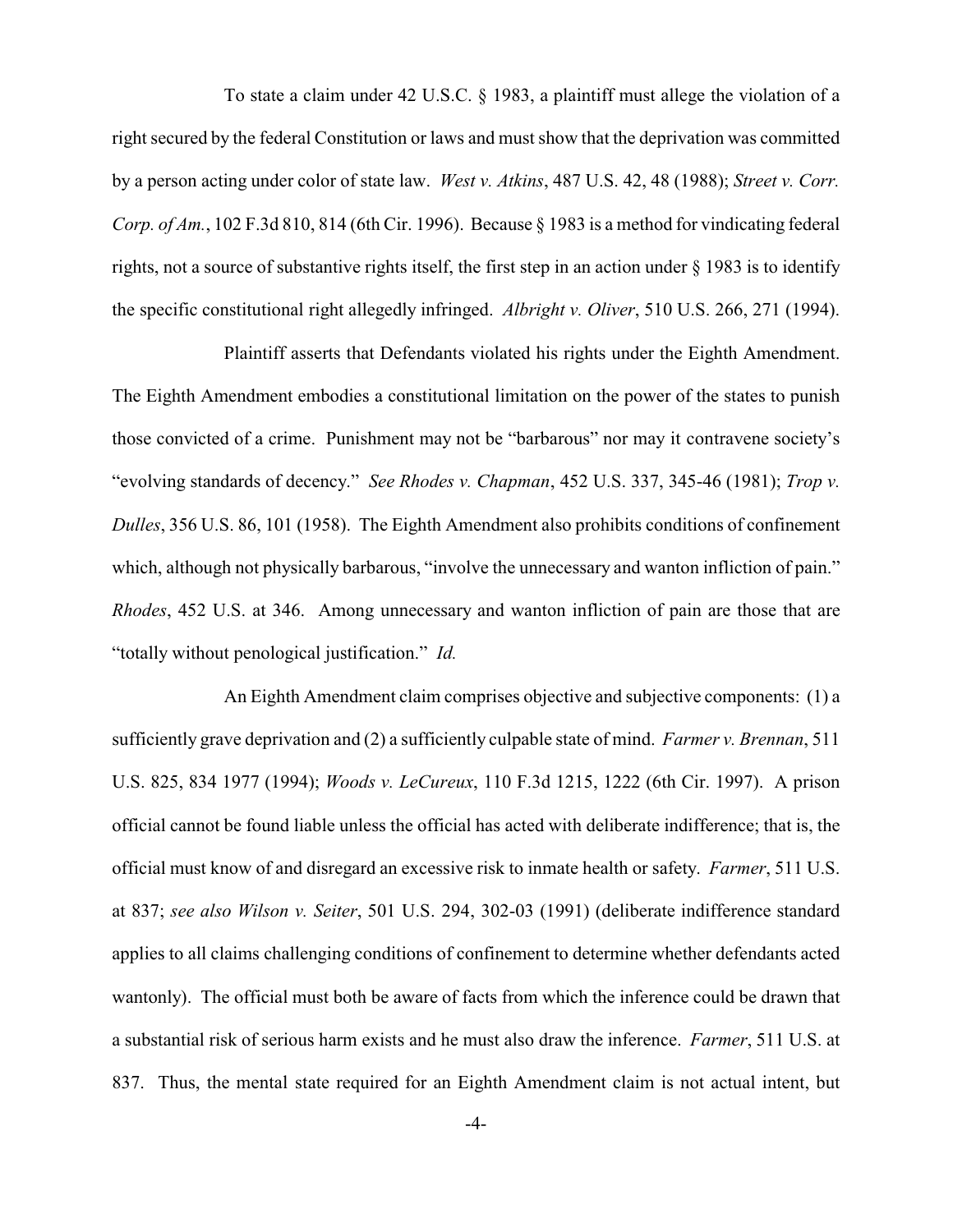To state a claim under 42 U.S.C. § 1983, a plaintiff must allege the violation of a right secured by the federal Constitution or laws and must show that the deprivation was committed by a person acting under color of state law. *West v. Atkins*, 487 U.S. 42, 48 (1988); *Street v. Corr. Corp. of Am.*, 102 F.3d 810, 814 (6th Cir. 1996). Because § 1983 is a method for vindicating federal rights, not a source of substantive rights itself, the first step in an action under § 1983 is to identify the specific constitutional right allegedly infringed. *Albright v. Oliver*, 510 U.S. 266, 271 (1994).

Plaintiff asserts that Defendants violated his rights under the Eighth Amendment. The Eighth Amendment embodies a constitutional limitation on the power of the states to punish those convicted of a crime. Punishment may not be "barbarous" nor may it contravene society's "evolving standards of decency." *See Rhodes v. Chapman*, 452 U.S. 337, 345-46 (1981); *Trop v. Dulles*, 356 U.S. 86, 101 (1958). The Eighth Amendment also prohibits conditions of confinement which, although not physically barbarous, "involve the unnecessary and wanton infliction of pain." *Rhodes*, 452 U.S. at 346. Among unnecessary and wanton infliction of pain are those that are "totally without penological justification." *Id.*

An Eighth Amendment claim comprises objective and subjective components: (1) a sufficiently grave deprivation and (2) a sufficiently culpable state of mind. *Farmer v. Brennan*, 511 U.S. 825, 834 1977 (1994); *Woods v. LeCureux*, 110 F.3d 1215, 1222 (6th Cir. 1997). A prison official cannot be found liable unless the official has acted with deliberate indifference; that is, the official must know of and disregard an excessive risk to inmate health or safety. *Farmer*, 511 U.S. at 837; *see also Wilson v. Seiter*, 501 U.S. 294, 302-03 (1991) (deliberate indifference standard applies to all claims challenging conditions of confinement to determine whether defendants acted wantonly). The official must both be aware of facts from which the inference could be drawn that a substantial risk of serious harm exists and he must also draw the inference. *Farmer*, 511 U.S. at 837. Thus, the mental state required for an Eighth Amendment claim is not actual intent, but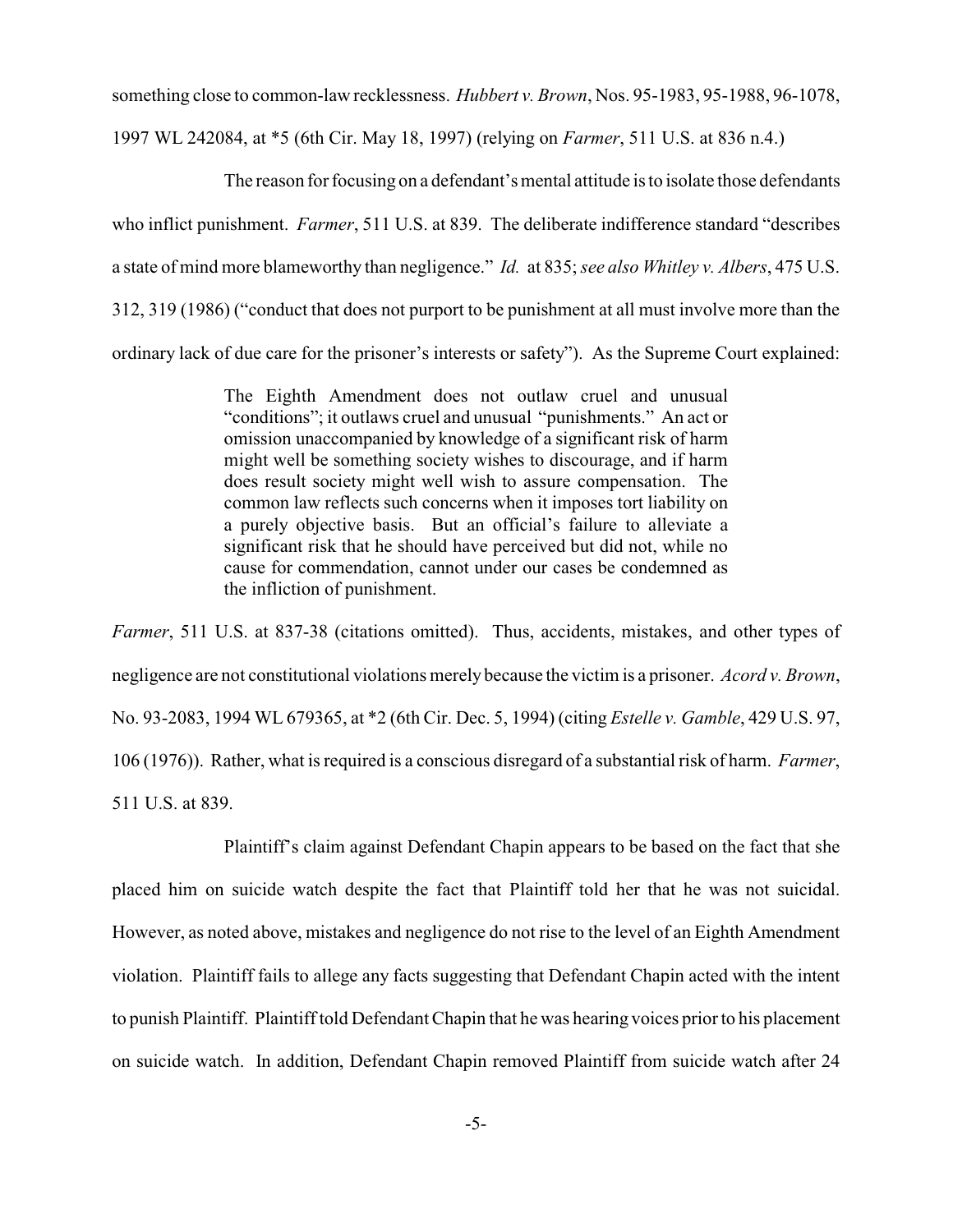something close to common-law recklessness. *Hubbert v. Brown*, Nos. 95-1983, 95-1988, 96-1078, 1997 WL 242084, at *5 (6th Cir. May 18, 1997) (relying on *Farmer*, 511 U.S. at 836 n.4.)

The reason for focusing on a defendant's mental attitude is to isolate those defendants who inflict punishment. *Farmer*, 511 U.S. at 839. The deliberate indifference standard "describes a state of mind more blameworthy than negligence." *Id.* at 835; *see also Whitley v. Albers*, 475 U.S. 312, 319 (1986) ("conduct that does not purport to be punishment at all must involve more than the ordinary lack of due care for the prisoner's interests or safety"). As the Supreme Court explained:

> The Eighth Amendment does not outlaw cruel and unusual "conditions"; it outlaws cruel and unusual "punishments." An act or omission unaccompanied by knowledge of a significant risk of harm might well be something society wishes to discourage, and if harm does result society might well wish to assure compensation. The common law reflects such concerns when it imposes tort liability on a purely objective basis. But an official's failure to alleviate a significant risk that he should have perceived but did not, while no cause for commendation, cannot under our cases be condemned as the infliction of punishment.

*Farmer*, 511 U.S. at 837-38 (citations omitted). Thus, accidents, mistakes, and other types of negligence are not constitutional violations merely because the victim is a prisoner. *Acord v. Brown*, No. 93-2083, 1994 WL 679365, at *2 (6th Cir. Dec. 5, 1994) (citing *Estelle v. Gamble*, 429 U.S. 97, 106 (1976)). Rather, what is required is a conscious disregard of a substantial risk of harm. *Farmer*, 511 U.S. at 839.

Plaintiff's claim against Defendant Chapin appears to be based on the fact that she placed him on suicide watch despite the fact that Plaintiff told her that he was not suicidal. However, as noted above, mistakes and negligence do not rise to the level of an Eighth Amendment violation. Plaintiff fails to allege any facts suggesting that Defendant Chapin acted with the intent to punish Plaintiff. Plaintiff told Defendant Chapin that he was hearing voices prior to his placement on suicide watch. In addition, Defendant Chapin removed Plaintiff from suicide watch after 24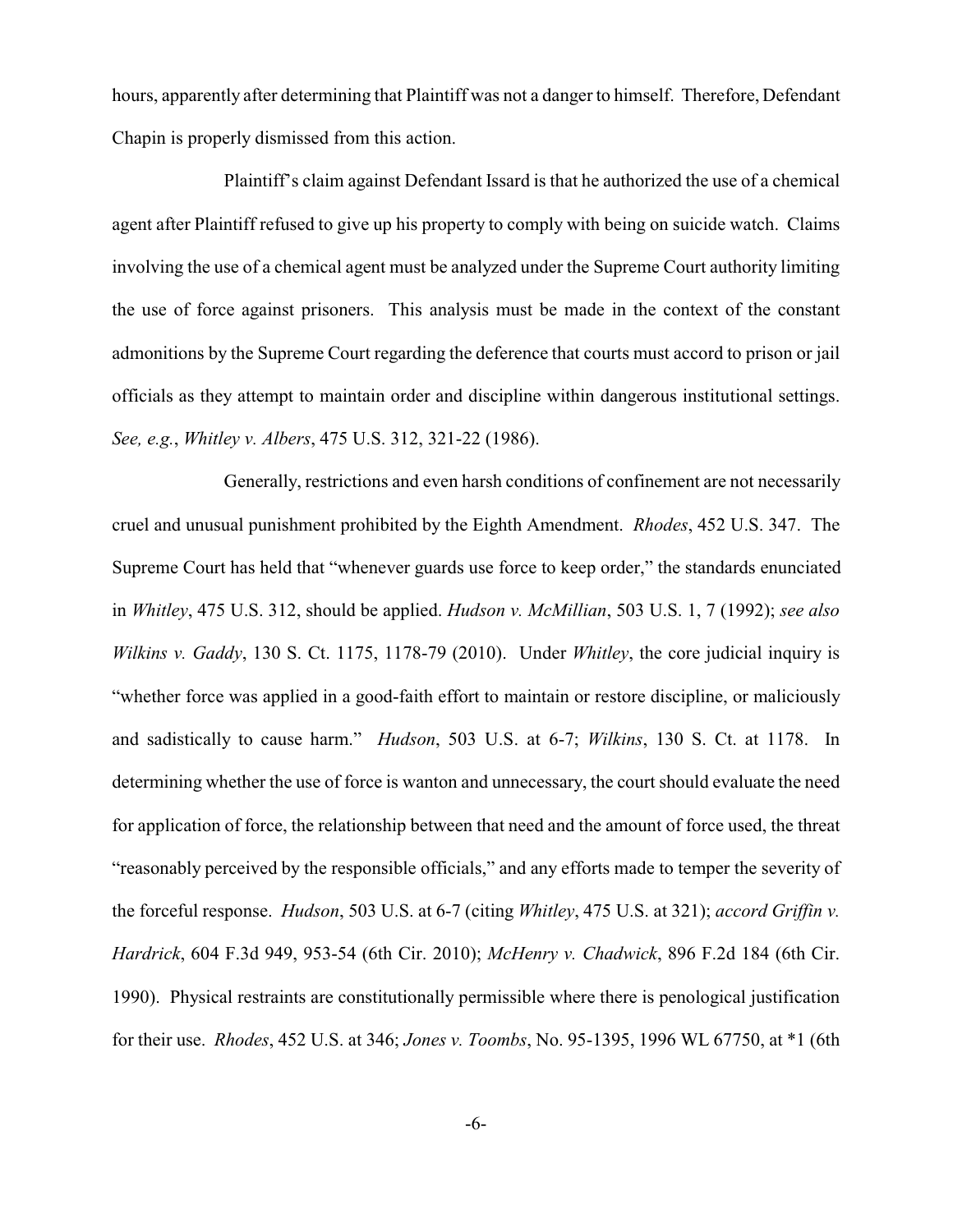hours, apparently after determining that Plaintiff was not a danger to himself. Therefore, Defendant Chapin is properly dismissed from this action.

Plaintiff's claim against Defendant Issard is that he authorized the use of a chemical agent after Plaintiff refused to give up his property to comply with being on suicide watch. Claims involving the use of a chemical agent must be analyzed under the Supreme Court authority limiting the use of force against prisoners. This analysis must be made in the context of the constant admonitions by the Supreme Court regarding the deference that courts must accord to prison or jail officials as they attempt to maintain order and discipline within dangerous institutional settings. *See, e.g.*, *Whitley v. Albers*, 475 U.S. 312, 321-22 (1986).

Generally, restrictions and even harsh conditions of confinement are not necessarily cruel and unusual punishment prohibited by the Eighth Amendment. *Rhodes*, 452 U.S. 347. The Supreme Court has held that "whenever guards use force to keep order," the standards enunciated in *Whitley*, 475 U.S. 312, should be applied. *Hudson v. McMillian*, 503 U.S. 1, 7 (1992); *see also Wilkins v. Gaddy*, 130 S. Ct. 1175, 1178-79 (2010). Under *Whitley*, the core judicial inquiry is "whether force was applied in a good-faith effort to maintain or restore discipline, or maliciously and sadistically to cause harm." *Hudson*, 503 U.S. at 6-7; *Wilkins*, 130 S. Ct. at 1178. In determining whether the use of force is wanton and unnecessary, the court should evaluate the need for application of force, the relationship between that need and the amount of force used, the threat "reasonably perceived by the responsible officials," and any efforts made to temper the severity of the forceful response. *Hudson*, 503 U.S. at 6-7 (citing *Whitley*, 475 U.S. at 321); *accord Griffin v. Hardrick*, 604 F.3d 949, 953-54 (6th Cir. 2010); *McHenry v. Chadwick*, 896 F.2d 184 (6th Cir. 1990). Physical restraints are constitutionally permissible where there is penological justification for their use. *Rhodes*, 452 U.S. at 346; *Jones v. Toombs*, No. 95-1395, 1996 WL 67750, at *1 (6th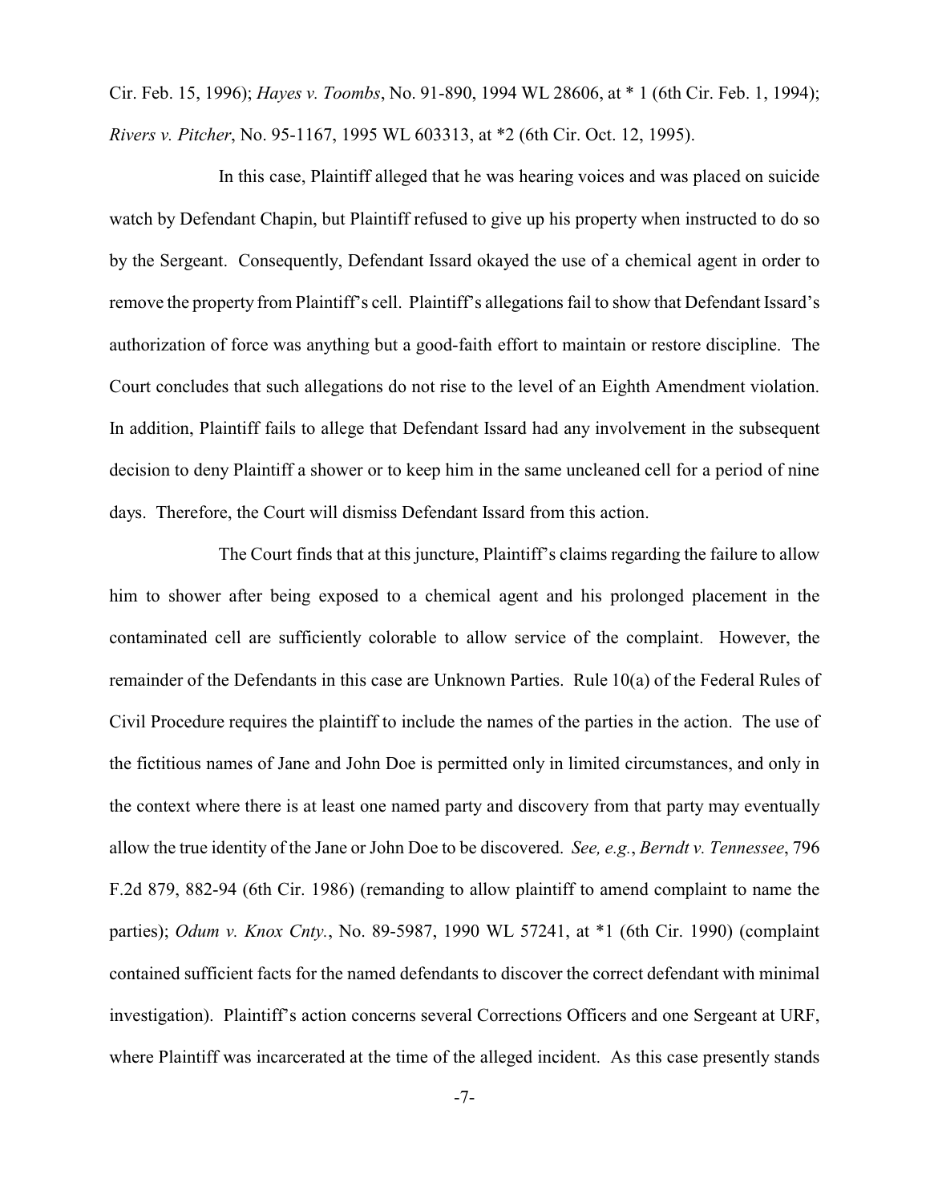Cir. Feb. 15, 1996); *Hayes v. Toombs*, No. 91-890, 1994 WL 28606, at * 1 (6th Cir. Feb. 1, 1994); *Rivers v. Pitcher*, No. 95-1167, 1995 WL 603313, at *2 (6th Cir. Oct. 12, 1995).

In this case, Plaintiff alleged that he was hearing voices and was placed on suicide watch by Defendant Chapin, but Plaintiff refused to give up his property when instructed to do so by the Sergeant. Consequently, Defendant Issard okayed the use of a chemical agent in order to remove the property from Plaintiff's cell. Plaintiff's allegations fail to show that Defendant Issard's authorization of force was anything but a good-faith effort to maintain or restore discipline. The Court concludes that such allegations do not rise to the level of an Eighth Amendment violation. In addition, Plaintiff fails to allege that Defendant Issard had any involvement in the subsequent decision to deny Plaintiff a shower or to keep him in the same uncleaned cell for a period of nine days. Therefore, the Court will dismiss Defendant Issard from this action.

The Court finds that at this juncture, Plaintiff's claims regarding the failure to allow him to shower after being exposed to a chemical agent and his prolonged placement in the contaminated cell are sufficiently colorable to allow service of the complaint. However, the remainder of the Defendants in this case are Unknown Parties. Rule 10(a) of the Federal Rules of Civil Procedure requires the plaintiff to include the names of the parties in the action. The use of the fictitious names of Jane and John Doe is permitted only in limited circumstances, and only in the context where there is at least one named party and discovery from that party may eventually allow the true identity of the Jane or John Doe to be discovered. *See, e.g.*, *Berndt v. Tennessee*, 796 F.2d 879, 882-94 (6th Cir. 1986) (remanding to allow plaintiff to amend complaint to name the parties); *Odum v. Knox Cnty.*, No. 89-5987, 1990 WL 57241, at *1 (6th Cir. 1990) (complaint contained sufficient facts for the named defendants to discover the correct defendant with minimal investigation). Plaintiff's action concerns several Corrections Officers and one Sergeant at URF, where Plaintiff was incarcerated at the time of the alleged incident. As this case presently stands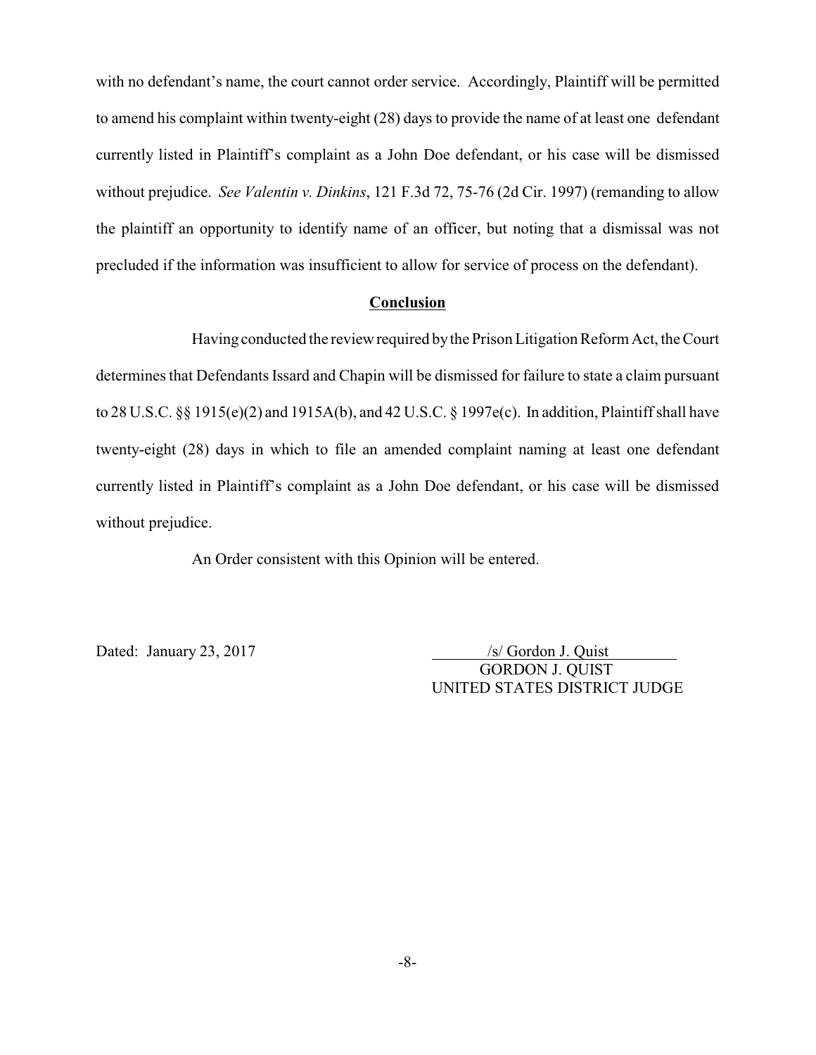with no defendant's name, the court cannot order service. Accordingly, Plaintiff will be permitted to amend his complaint within twenty-eight (28) days to provide the name of at least one defendant currently listed in Plaintiff's complaint as a John Doe defendant, or his case will be dismissed without prejudice. *See Valentin v. Dinkins*, 121 F.3d 72, 75-76 (2d Cir. 1997) (remanding to allow the plaintiff an opportunity to identify name of an officer, but noting that a dismissal was not precluded if the information was insufficient to allow for service of process on the defendant).

## Conclusion

Having conducted the review required by the Prison Litigation Reform Act, the Court determines that Defendants Issard and Chapin will be dismissed for failure to state a claim pursuant to 28 U.S.C. §§ 1915(e)(2) and 1915A(b), and 42 U.S.C. § 1997e(c). In addition, Plaintiff shall have twenty-eight (28) days in which to file an amended complaint naming at least one defendant currently listed in Plaintiff's complaint as a John Doe defendant, or his case will be dismissed without prejudice.

An Order consistent with this Opinion will be entered.

Dated: January 23, 2017

/s/ Gordon J. Quist
GORDON J. QUIST
UNITED STATES DISTRICT JUDGE